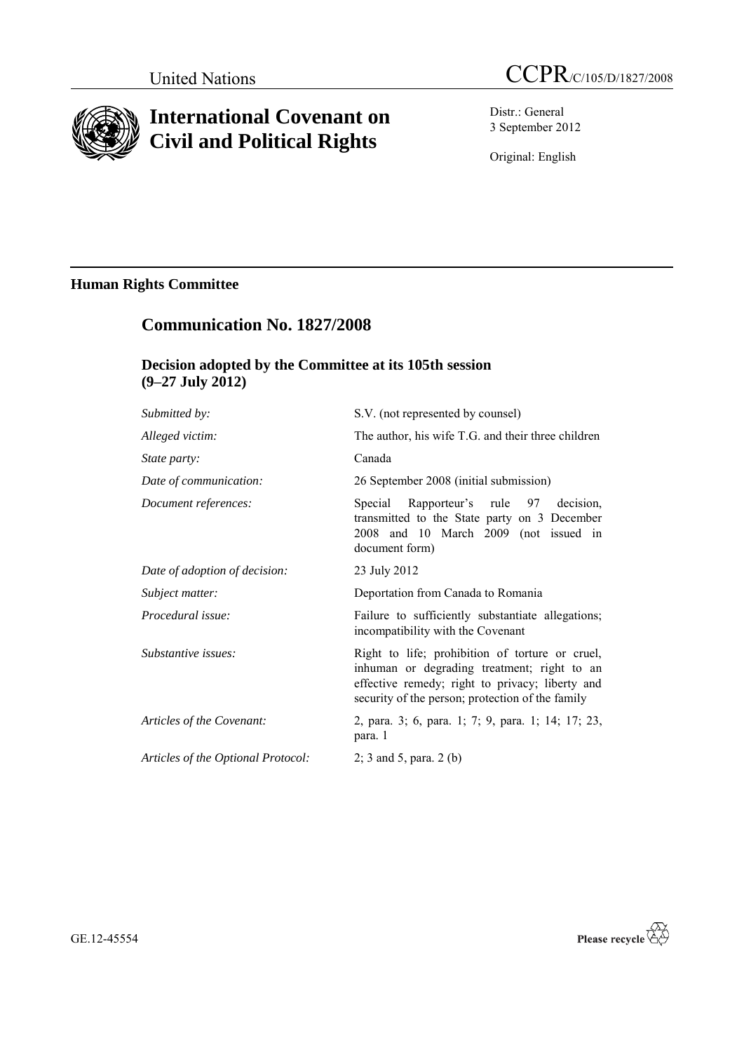United Nations

# CCPR/C/105/D/1827/2008

# International Covenant on Civil and Political Rights

Distr.: General
3 September 2012

Original: English

## Human Rights Committee

## Communication No. 1827/2008

### Decision adopted by the Committee at its 105th session (9–27 July 2012)

| | |
|---|---|
| *Submitted by:* | S.V. (not represented by counsel) |
| *Alleged victim:* | The author, his wife T.G. and their three children |
| *State party:* | Canada |
| *Date of communication:* | 26 September 2008 (initial submission) |
| *Document references:* | Special Rapporteur's rule 97 decision, transmitted to the State party on 3 December 2008 and 10 March 2009 (not issued in document form) |
| *Date of adoption of decision:* | 23 July 2012 |
| *Subject matter:* | Deportation from Canada to Romania |
| *Procedural issue:* | Failure to sufficiently substantiate allegations; incompatibility with the Covenant |
| *Substantive issues:* | Right to life; prohibition of torture or cruel, inhuman or degrading treatment; right to an effective remedy; right to privacy; liberty and security of the person; protection of the family |
| *Articles of the Covenant:* | 2, para. 3; 6, para. 1; 7; 9, para. 1; 14; 17; 23, para. 1 |
| *Articles of the Optional Protocol:* | 2; 3 and 5, para. 2 (b) |

GE.12-45554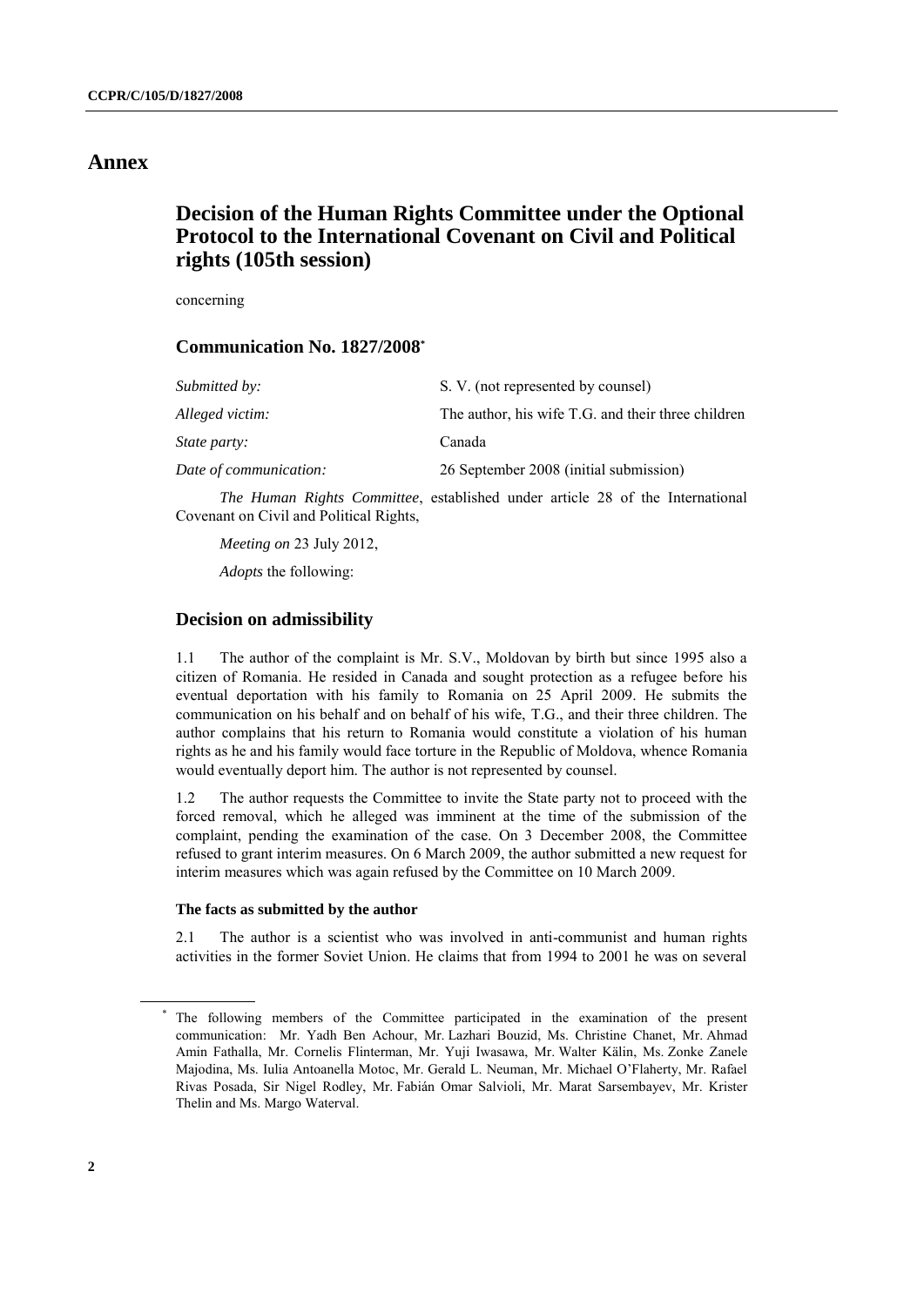# Annex

## Decision of the Human Rights Committee under the Optional Protocol to the International Covenant on Civil and Political rights (105th session)

concerning

### Communication No. 1827/2008*

| | |
|---|---|
| *Submitted by:* | S. V. (not represented by counsel) |
| *Alleged victim:* | The author, his wife T.G. and their three children |
| *State party:* | Canada |
| *Date of communication:* | 26 September 2008 (initial submission) |

*The Human Rights Committee*, established under article 28 of the International Covenant on Civil and Political Rights,

*Meeting on* 23 July 2012,

*Adopts* the following:

### Decision on admissibility

1.1 The author of the complaint is Mr. S.V., Moldovan by birth but since 1995 also a citizen of Romania. He resided in Canada and sought protection as a refugee before his eventual deportation with his family to Romania on 25 April 2009. He submits the communication on his behalf and on behalf of his wife, T.G., and their three children. The author complains that his return to Romania would constitute a violation of his human rights as he and his family would face torture in the Republic of Moldova, whence Romania would eventually deport him. The author is not represented by counsel.

1.2 The author requests the Committee to invite the State party not to proceed with the forced removal, which he alleged was imminent at the time of the submission of the complaint, pending the examination of the case. On 3 December 2008, the Committee refused to grant interim measures. On 6 March 2009, the author submitted a new request for interim measures which was again refused by the Committee on 10 March 2009.

#### The facts as submitted by the author

2.1 The author is a scientist who was involved in anti-communist and human rights activities in the former Soviet Union. He claims that from 1994 to 2001 he was on several

* The following members of the Committee participated in the examination of the present communication: Mr. Yadh Ben Achour, Mr. Lazhari Bouzid, Ms. Christine Chanet, Mr. Ahmad Amin Fathalla, Mr. Cornelis Flinterman, Mr. Yuji Iwasawa, Mr. Walter Kälin, Ms. Zonke Zanele Majodina, Ms. Iulia Antoanella Motoc, Mr. Gerald L. Neuman, Mr. Michael O'Flaherty, Mr. Rafael Rivas Posada, Sir Nigel Rodley, Mr. Fabián Omar Salvioli, Mr. Marat Sarsembayev, Mr. Krister Thelin and Ms. Margo Waterval.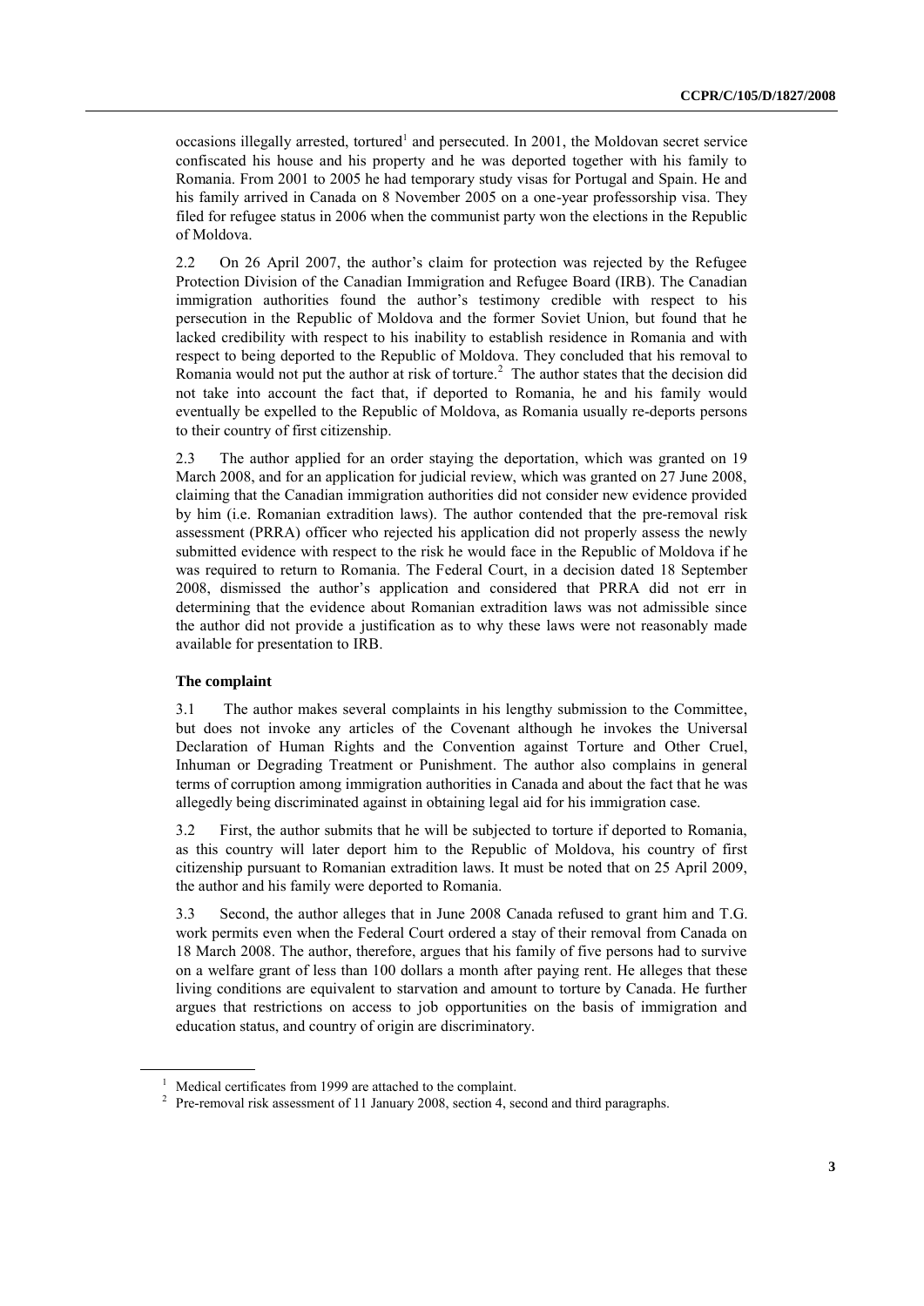occasions illegally arrested, tortured[1] and persecuted. In 2001, the Moldovan secret service confiscated his house and his property and he was deported together with his family to Romania. From 2001 to 2005 he had temporary study visas for Portugal and Spain. He and his family arrived in Canada on 8 November 2005 on a one-year professorship visa. They filed for refugee status in 2006 when the communist party won the elections in the Republic of Moldova.

2.2 On 26 April 2007, the author's claim for protection was rejected by the Refugee Protection Division of the Canadian Immigration and Refugee Board (IRB). The Canadian immigration authorities found the author's testimony credible with respect to his persecution in the Republic of Moldova and the former Soviet Union, but found that he lacked credibility with respect to his inability to establish residence in Romania and with respect to being deported to the Republic of Moldova. They concluded that his removal to Romania would not put the author at risk of torture.[2] The author states that the decision did not take into account the fact that, if deported to Romania, he and his family would eventually be expelled to the Republic of Moldova, as Romania usually re-deports persons to their country of first citizenship.

2.3 The author applied for an order staying the deportation, which was granted on 19 March 2008, and for an application for judicial review, which was granted on 27 June 2008, claiming that the Canadian immigration authorities did not consider new evidence provided by him (i.e. Romanian extradition laws). The author contended that the pre-removal risk assessment (PRRA) officer who rejected his application did not properly assess the newly submitted evidence with respect to the risk he would face in the Republic of Moldova if he was required to return to Romania. The Federal Court, in a decision dated 18 September 2008, dismissed the author's application and considered that PRRA did not err in determining that the evidence about Romanian extradition laws was not admissible since the author did not provide a justification as to why these laws were not reasonably made available for presentation to IRB.

**The complaint**

3.1 The author makes several complaints in his lengthy submission to the Committee, but does not invoke any articles of the Covenant although he invokes the Universal Declaration of Human Rights and the Convention against Torture and Other Cruel, Inhuman or Degrading Treatment or Punishment. The author also complains in general terms of corruption among immigration authorities in Canada and about the fact that he was allegedly being discriminated against in obtaining legal aid for his immigration case.

3.2 First, the author submits that he will be subjected to torture if deported to Romania, as this country will later deport him to the Republic of Moldova, his country of first citizenship pursuant to Romanian extradition laws. It must be noted that on 25 April 2009, the author and his family were deported to Romania.

3.3 Second, the author alleges that in June 2008 Canada refused to grant him and T.G. work permits even when the Federal Court ordered a stay of their removal from Canada on 18 March 2008. The author, therefore, argues that his family of five persons had to survive on a welfare grant of less than 100 dollars a month after paying rent. He alleges that these living conditions are equivalent to starvation and amount to torture by Canada. He further argues that restrictions on access to job opportunities on the basis of immigration and education status, and country of origin are discriminatory.

---

[1] Medical certificates from 1999 are attached to the complaint.

[2] Pre-removal risk assessment of 11 January 2008, section 4, second and third paragraphs.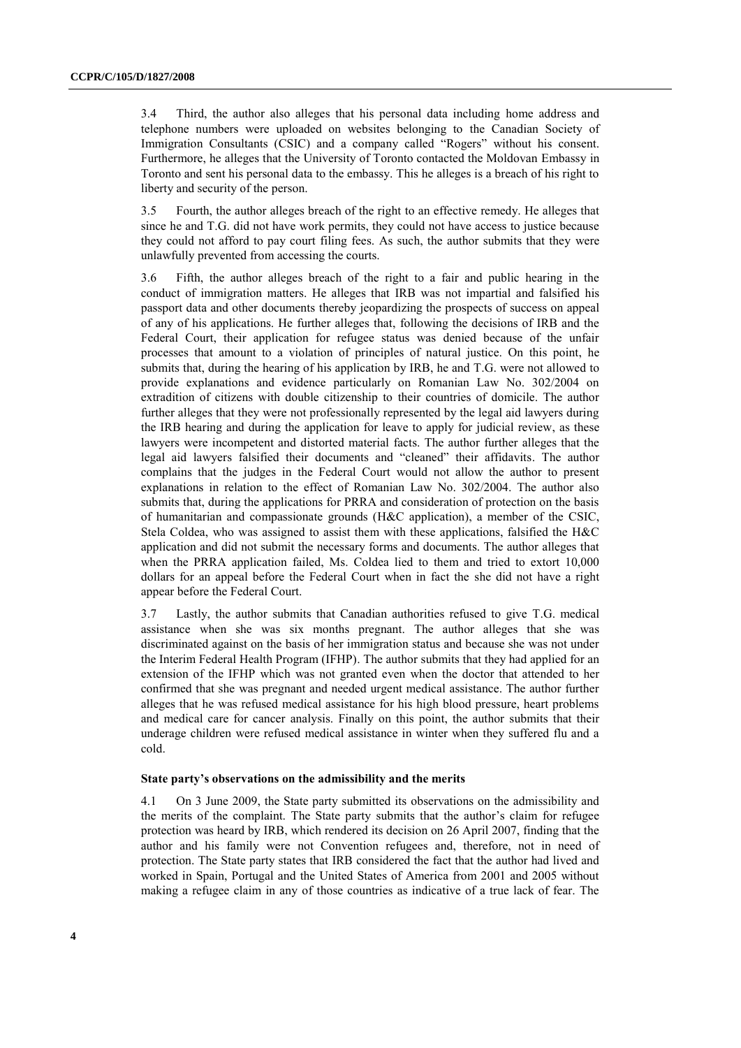3.4 Third, the author also alleges that his personal data including home address and telephone numbers were uploaded on websites belonging to the Canadian Society of Immigration Consultants (CSIC) and a company called "Rogers" without his consent. Furthermore, he alleges that the University of Toronto contacted the Moldovan Embassy in Toronto and sent his personal data to the embassy. This he alleges is a breach of his right to liberty and security of the person.

3.5 Fourth, the author alleges breach of the right to an effective remedy. He alleges that since he and T.G. did not have work permits, they could not have access to justice because they could not afford to pay court filing fees. As such, the author submits that they were unlawfully prevented from accessing the courts.

3.6 Fifth, the author alleges breach of the right to a fair and public hearing in the conduct of immigration matters. He alleges that IRB was not impartial and falsified his passport data and other documents thereby jeopardizing the prospects of success on appeal of any of his applications. He further alleges that, following the decisions of IRB and the Federal Court, their application for refugee status was denied because of the unfair processes that amount to a violation of principles of natural justice. On this point, he submits that, during the hearing of his application by IRB, he and T.G. were not allowed to provide explanations and evidence particularly on Romanian Law No. 302/2004 on extradition of citizens with double citizenship to their countries of domicile. The author further alleges that they were not professionally represented by the legal aid lawyers during the IRB hearing and during the application for leave to apply for judicial review, as these lawyers were incompetent and distorted material facts. The author further alleges that the legal aid lawyers falsified their documents and "cleaned" their affidavits. The author complains that the judges in the Federal Court would not allow the author to present explanations in relation to the effect of Romanian Law No. 302/2004. The author also submits that, during the applications for PRRA and consideration of protection on the basis of humanitarian and compassionate grounds (H&C application), a member of the CSIC, Stela Coldea, who was assigned to assist them with these applications, falsified the H&C application and did not submit the necessary forms and documents. The author alleges that when the PRRA application failed, Ms. Coldea lied to them and tried to extort 10,000 dollars for an appeal before the Federal Court when in fact the she did not have a right appear before the Federal Court.

3.7 Lastly, the author submits that Canadian authorities refused to give T.G. medical assistance when she was six months pregnant. The author alleges that she was discriminated against on the basis of her immigration status and because she was not under the Interim Federal Health Program (IFHP). The author submits that they had applied for an extension of the IFHP which was not granted even when the doctor that attended to her confirmed that she was pregnant and needed urgent medical assistance. The author further alleges that he was refused medical assistance for his high blood pressure, heart problems and medical care for cancer analysis. Finally on this point, the author submits that their underage children were refused medical assistance in winter when they suffered flu and a cold.

### State party's observations on the admissibility and the merits

4.1 On 3 June 2009, the State party submitted its observations on the admissibility and the merits of the complaint. The State party submits that the author's claim for refugee protection was heard by IRB, which rendered its decision on 26 April 2007, finding that the author and his family were not Convention refugees and, therefore, not in need of protection. The State party states that IRB considered the fact that the author had lived and worked in Spain, Portugal and the United States of America from 2001 and 2005 without making a refugee claim in any of those countries as indicative of a true lack of fear. The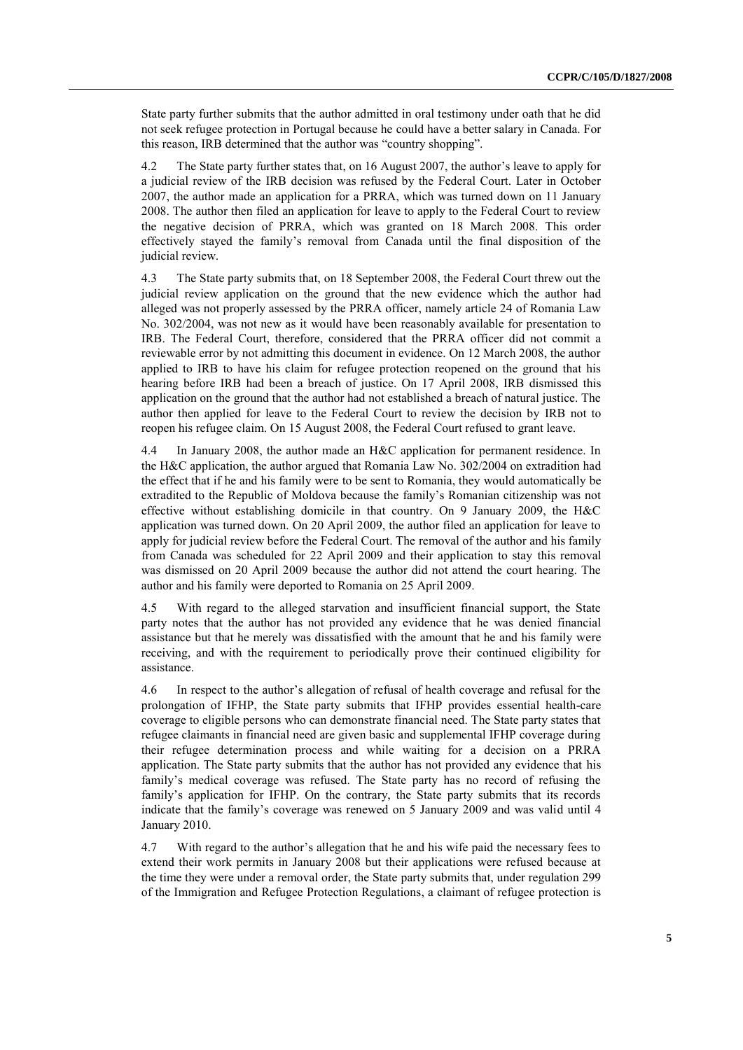State party further submits that the author admitted in oral testimony under oath that he did not seek refugee protection in Portugal because he could have a better salary in Canada. For this reason, IRB determined that the author was "country shopping".

4.2 The State party further states that, on 16 August 2007, the author's leave to apply for a judicial review of the IRB decision was refused by the Federal Court. Later in October 2007, the author made an application for a PRRA, which was turned down on 11 January 2008. The author then filed an application for leave to apply to the Federal Court to review the negative decision of PRRA, which was granted on 18 March 2008. This order effectively stayed the family's removal from Canada until the final disposition of the judicial review.

4.3 The State party submits that, on 18 September 2008, the Federal Court threw out the judicial review application on the ground that the new evidence which the author had alleged was not properly assessed by the PRRA officer, namely article 24 of Romania Law No. 302/2004, was not new as it would have been reasonably available for presentation to IRB. The Federal Court, therefore, considered that the PRRA officer did not commit a reviewable error by not admitting this document in evidence. On 12 March 2008, the author applied to IRB to have his claim for refugee protection reopened on the ground that his hearing before IRB had been a breach of justice. On 17 April 2008, IRB dismissed this application on the ground that the author had not established a breach of natural justice. The author then applied for leave to the Federal Court to review the decision by IRB not to reopen his refugee claim. On 15 August 2008, the Federal Court refused to grant leave.

4.4 In January 2008, the author made an H&C application for permanent residence. In the H&C application, the author argued that Romania Law No. 302/2004 on extradition had the effect that if he and his family were to be sent to Romania, they would automatically be extradited to the Republic of Moldova because the family's Romanian citizenship was not effective without establishing domicile in that country. On 9 January 2009, the H&C application was turned down. On 20 April 2009, the author filed an application for leave to apply for judicial review before the Federal Court. The removal of the author and his family from Canada was scheduled for 22 April 2009 and their application to stay this removal was dismissed on 20 April 2009 because the author did not attend the court hearing. The author and his family were deported to Romania on 25 April 2009.

4.5 With regard to the alleged starvation and insufficient financial support, the State party notes that the author has not provided any evidence that he was denied financial assistance but that he merely was dissatisfied with the amount that he and his family were receiving, and with the requirement to periodically prove their continued eligibility for assistance.

4.6 In respect to the author's allegation of refusal of health coverage and refusal for the prolongation of IFHP, the State party submits that IFHP provides essential health-care coverage to eligible persons who can demonstrate financial need. The State party states that refugee claimants in financial need are given basic and supplemental IFHP coverage during their refugee determination process and while waiting for a decision on a PRRA application. The State party submits that the author has not provided any evidence that his family's medical coverage was refused. The State party has no record of refusing the family's application for IFHP. On the contrary, the State party submits that its records indicate that the family's coverage was renewed on 5 January 2009 and was valid until 4 January 2010.

4.7 With regard to the author's allegation that he and his wife paid the necessary fees to extend their work permits in January 2008 but their applications were refused because at the time they were under a removal order, the State party submits that, under regulation 299 of the Immigration and Refugee Protection Regulations, a claimant of refugee protection is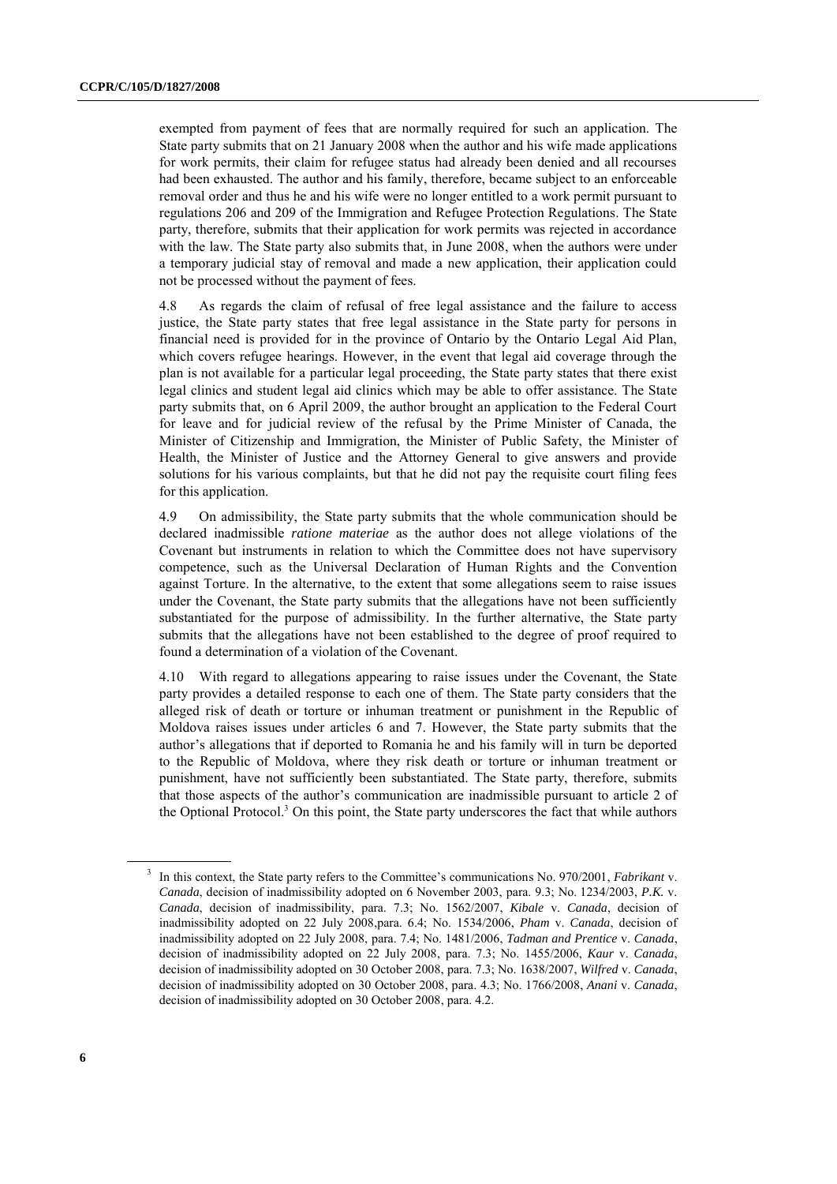exempted from payment of fees that are normally required for such an application. The State party submits that on 21 January 2008 when the author and his wife made applications for work permits, their claim for refugee status had already been denied and all recourses had been exhausted. The author and his family, therefore, became subject to an enforceable removal order and thus he and his wife were no longer entitled to a work permit pursuant to regulations 206 and 209 of the Immigration and Refugee Protection Regulations. The State party, therefore, submits that their application for work permits was rejected in accordance with the law. The State party also submits that, in June 2008, when the authors were under a temporary judicial stay of removal and made a new application, their application could not be processed without the payment of fees.

4.8 As regards the claim of refusal of free legal assistance and the failure to access justice, the State party states that free legal assistance in the State party for persons in financial need is provided for in the province of Ontario by the Ontario Legal Aid Plan, which covers refugee hearings. However, in the event that legal aid coverage through the plan is not available for a particular legal proceeding, the State party states that there exist legal clinics and student legal aid clinics which may be able to offer assistance. The State party submits that, on 6 April 2009, the author brought an application to the Federal Court for leave and for judicial review of the refusal by the Prime Minister of Canada, the Minister of Citizenship and Immigration, the Minister of Public Safety, the Minister of Health, the Minister of Justice and the Attorney General to give answers and provide solutions for his various complaints, but that he did not pay the requisite court filing fees for this application.

4.9 On admissibility, the State party submits that the whole communication should be declared inadmissible *ratione materiae* as the author does not allege violations of the Covenant but instruments in relation to which the Committee does not have supervisory competence, such as the Universal Declaration of Human Rights and the Convention against Torture. In the alternative, to the extent that some allegations seem to raise issues under the Covenant, the State party submits that the allegations have not been sufficiently substantiated for the purpose of admissibility. In the further alternative, the State party submits that the allegations have not been established to the degree of proof required to found a determination of a violation of the Covenant.

4.10 With regard to allegations appearing to raise issues under the Covenant, the State party provides a detailed response to each one of them. The State party considers that the alleged risk of death or torture or inhuman treatment or punishment in the Republic of Moldova raises issues under articles 6 and 7. However, the State party submits that the author's allegations that if deported to Romania he and his family will in turn be deported to the Republic of Moldova, where they risk death or torture or inhuman treatment or punishment, have not sufficiently been substantiated. The State party, therefore, submits that those aspects of the author's communication are inadmissible pursuant to article 2 of the Optional Protocol.[3] On this point, the State party underscores the fact that while authors

[3] In this context, the State party refers to the Committee's communications No. 970/2001, *Fabrikant* v. *Canada*, decision of inadmissibility adopted on 6 November 2003, para. 9.3; No. 1234/2003, *P.K.* v. *Canada*, decision of inadmissibility, para. 7.3; No. 1562/2007, *Kibale* v. *Canada*, decision of inadmissibility adopted on 22 July 2008,para. 6.4; No. 1534/2006, *Pham* v. *Canada*, decision of inadmissibility adopted on 22 July 2008, para. 7.4; No. 1481/2006, *Tadman and Prentice* v. *Canada*, decision of inadmissibility adopted on 22 July 2008, para. 7.3; No. 1455/2006, *Kaur* v. *Canada*, decision of inadmissibility adopted on 30 October 2008, para. 7.3; No. 1638/2007, *Wilfred* v. *Canada*, decision of inadmissibility adopted on 30 October 2008, para. 4.3; No. 1766/2008, *Anani* v. *Canada*, decision of inadmissibility adopted on 30 October 2008, para. 4.2.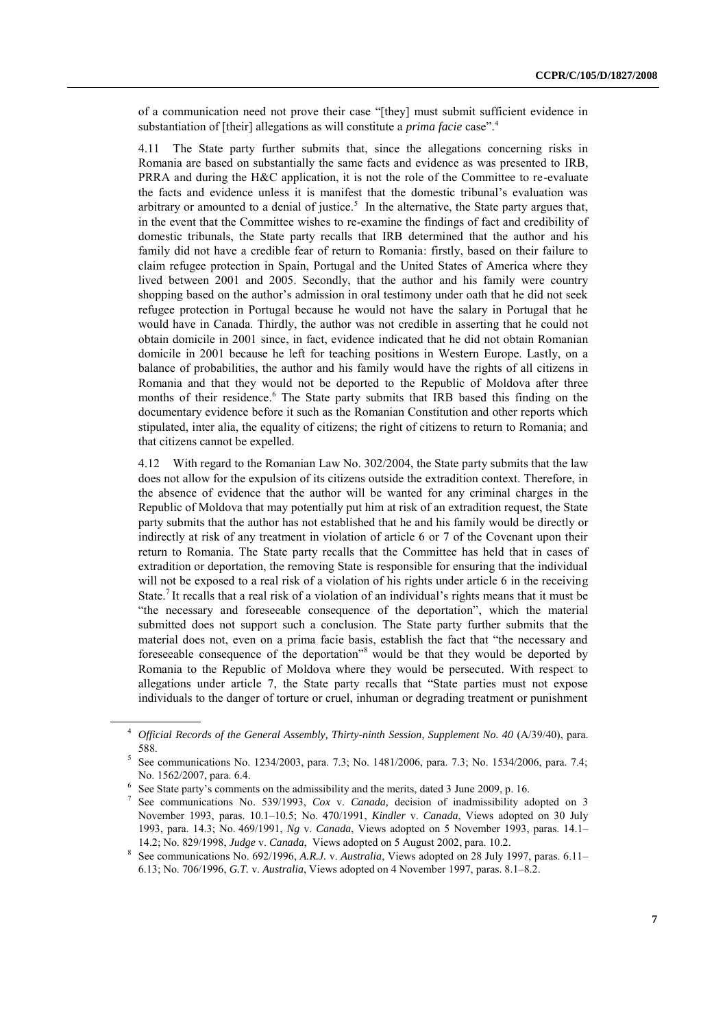of a communication need not prove their case "[they] must submit sufficient evidence in substantiation of [their] allegations as will constitute a *prima facie* case".[4]

4.11 The State party further submits that, since the allegations concerning risks in Romania are based on substantially the same facts and evidence as was presented to IRB, PRRA and during the H&C application, it is not the role of the Committee to re-evaluate the facts and evidence unless it is manifest that the domestic tribunal's evaluation was arbitrary or amounted to a denial of justice.[5] In the alternative, the State party argues that, in the event that the Committee wishes to re-examine the findings of fact and credibility of domestic tribunals, the State party recalls that IRB determined that the author and his family did not have a credible fear of return to Romania: firstly, based on their failure to claim refugee protection in Spain, Portugal and the United States of America where they lived between 2001 and 2005. Secondly, that the author and his family were country shopping based on the author's admission in oral testimony under oath that he did not seek refugee protection in Portugal because he would not have the salary in Portugal that he would have in Canada. Thirdly, the author was not credible in asserting that he could not obtain domicile in 2001 since, in fact, evidence indicated that he did not obtain Romanian domicile in 2001 because he left for teaching positions in Western Europe. Lastly, on a balance of probabilities, the author and his family would have the rights of all citizens in Romania and that they would not be deported to the Republic of Moldova after three months of their residence.[6] The State party submits that IRB based this finding on the documentary evidence before it such as the Romanian Constitution and other reports which stipulated, inter alia, the equality of citizens; the right of citizens to return to Romania; and that citizens cannot be expelled.

4.12 With regard to the Romanian Law No. 302/2004, the State party submits that the law does not allow for the expulsion of its citizens outside the extradition context. Therefore, in the absence of evidence that the author will be wanted for any criminal charges in the Republic of Moldova that may potentially put him at risk of an extradition request, the State party submits that the author has not established that he and his family would be directly or indirectly at risk of any treatment in violation of article 6 or 7 of the Covenant upon their return to Romania. The State party recalls that the Committee has held that in cases of extradition or deportation, the removing State is responsible for ensuring that the individual will not be exposed to a real risk of a violation of his rights under article 6 in the receiving State.[7] It recalls that a real risk of a violation of an individual's rights means that it must be "the necessary and foreseeable consequence of the deportation", which the material submitted does not support such a conclusion. The State party further submits that the material does not, even on a prima facie basis, establish the fact that "the necessary and foreseeable consequence of the deportation"[8] would be that they would be deported by Romania to the Republic of Moldova where they would be persecuted. With respect to allegations under article 7, the State party recalls that "State parties must not expose individuals to the danger of torture or cruel, inhuman or degrading treatment or punishment

---

[4] *Official Records of the General Assembly, Thirty-ninth Session, Supplement No. 40* (A/39/40), para. 588.

[5] See communications No. 1234/2003, para. 7.3; No. 1481/2006, para. 7.3; No. 1534/2006, para. 7.4; No. 1562/2007, para. 6.4.

[6] See State party's comments on the admissibility and the merits, dated 3 June 2009, p. 16.

[7] See communications No. 539/1993, *Cox* v. *Canada,* decision of inadmissibility adopted on 3 November 1993, paras. 10.1–10.5; No. 470/1991, *Kindler* v. *Canada*, Views adopted on 30 July 1993, para. 14.3; No. 469/1991, *Ng* v. *Canada*, Views adopted on 5 November 1993, paras. 14.1–14.2; No. 829/1998, *Judge* v. *Canada*, Views adopted on 5 August 2002, para. 10.2.

[8] See communications No. 692/1996, *A.R.J.* v. *Australia*, Views adopted on 28 July 1997, paras. 6.11–6.13; No. 706/1996, *G.T.* v. *Australia*, Views adopted on 4 November 1997, paras. 8.1–8.2.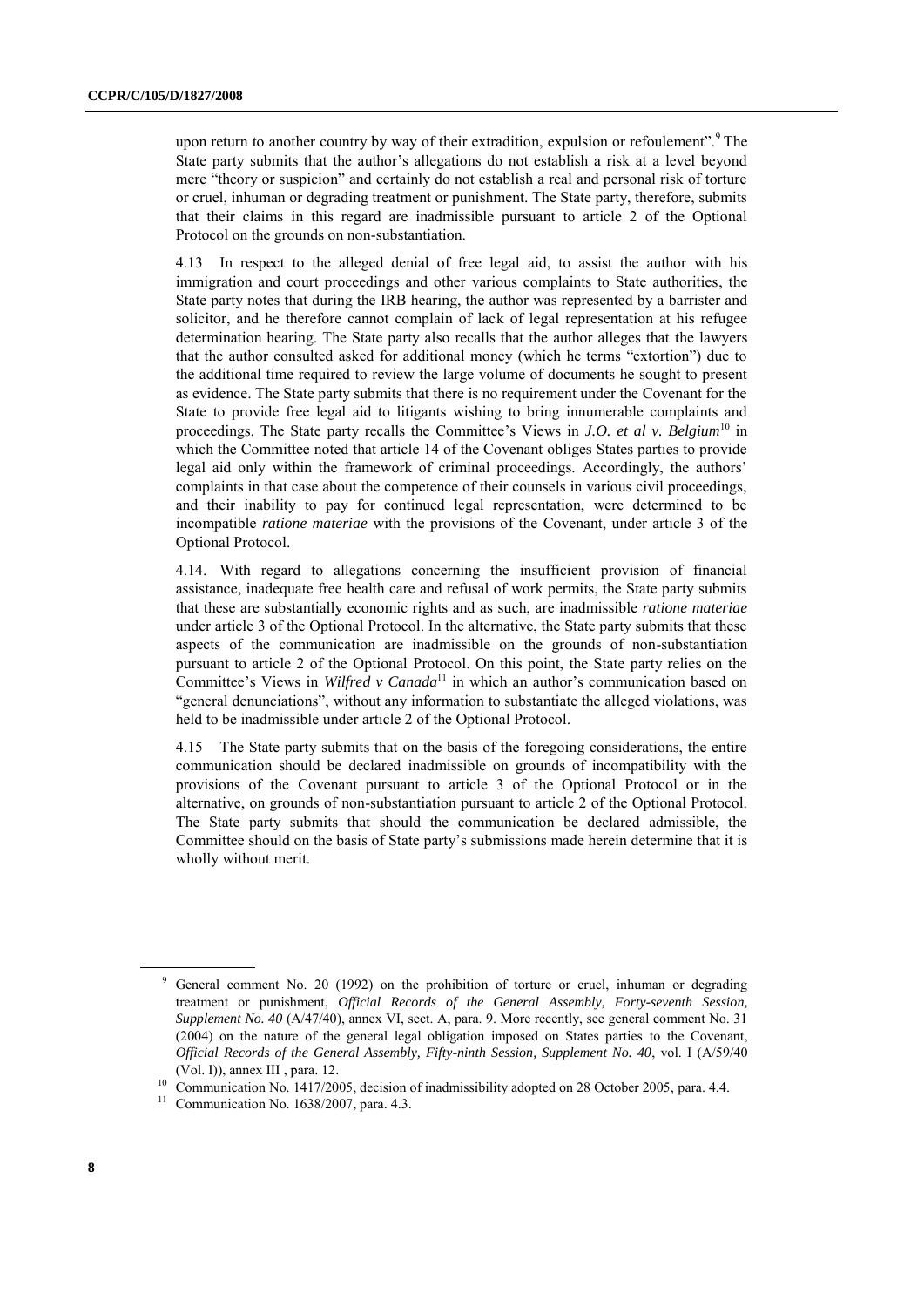upon return to another country by way of their extradition, expulsion or refoulement".[9] The State party submits that the author's allegations do not establish a risk at a level beyond mere "theory or suspicion" and certainly do not establish a real and personal risk of torture or cruel, inhuman or degrading treatment or punishment. The State party, therefore, submits that their claims in this regard are inadmissible pursuant to article 2 of the Optional Protocol on the grounds on non-substantiation.

4.13 In respect to the alleged denial of free legal aid, to assist the author with his immigration and court proceedings and other various complaints to State authorities, the State party notes that during the IRB hearing, the author was represented by a barrister and solicitor, and he therefore cannot complain of lack of legal representation at his refugee determination hearing. The State party also recalls that the author alleges that the lawyers that the author consulted asked for additional money (which he terms "extortion") due to the additional time required to review the large volume of documents he sought to present as evidence. The State party submits that there is no requirement under the Covenant for the State to provide free legal aid to litigants wishing to bring innumerable complaints and proceedings. The State party recalls the Committee's Views in *J.O. et al v. Belgium*[10] in which the Committee noted that article 14 of the Covenant obliges States parties to provide legal aid only within the framework of criminal proceedings. Accordingly, the authors' complaints in that case about the competence of their counsels in various civil proceedings, and their inability to pay for continued legal representation, were determined to be incompatible *ratione materiae* with the provisions of the Covenant, under article 3 of the Optional Protocol.

4.14. With regard to allegations concerning the insufficient provision of financial assistance, inadequate free health care and refusal of work permits, the State party submits that these are substantially economic rights and as such, are inadmissible *ratione materiae* under article 3 of the Optional Protocol. In the alternative, the State party submits that these aspects of the communication are inadmissible on the grounds of non-substantiation pursuant to article 2 of the Optional Protocol. On this point, the State party relies on the Committee's Views in *Wilfred v Canada*[11] in which an author's communication based on "general denunciations", without any information to substantiate the alleged violations, was held to be inadmissible under article 2 of the Optional Protocol.

4.15 The State party submits that on the basis of the foregoing considerations, the entire communication should be declared inadmissible on grounds of incompatibility with the provisions of the Covenant pursuant to article 3 of the Optional Protocol or in the alternative, on grounds of non-substantiation pursuant to article 2 of the Optional Protocol. The State party submits that should the communication be declared admissible, the Committee should on the basis of State party's submissions made herein determine that it is wholly without merit.

---

[9] General comment No. 20 (1992) on the prohibition of torture or cruel, inhuman or degrading treatment or punishment, *Official Records of the General Assembly, Forty-seventh Session, Supplement No. 40* (A/47/40), annex VI, sect. A, para. 9. More recently, see general comment No. 31 (2004) on the nature of the general legal obligation imposed on States parties to the Covenant, *Official Records of the General Assembly, Fifty-ninth Session, Supplement No. 40*, vol. I (A/59/40 (Vol. I)), annex III , para. 12.

[10] Communication No. 1417/2005, decision of inadmissibility adopted on 28 October 2005, para. 4.4.

[11] Communication No. 1638/2007, para. 4.3.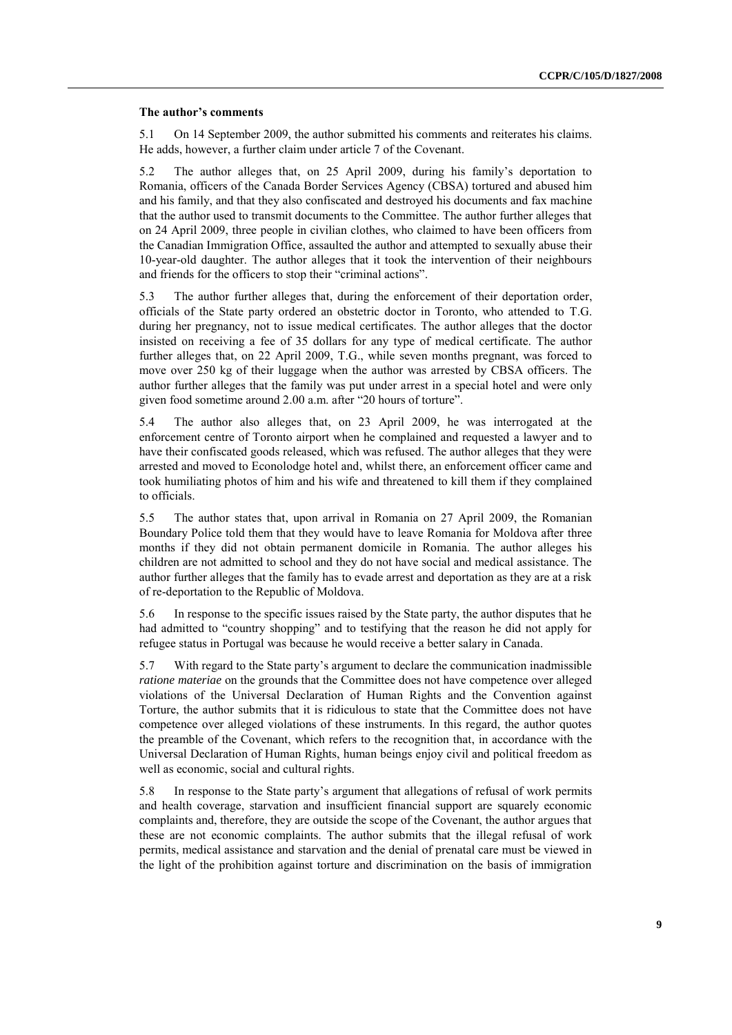### The author's comments

5.1 On 14 September 2009, the author submitted his comments and reiterates his claims. He adds, however, a further claim under article 7 of the Covenant.

5.2 The author alleges that, on 25 April 2009, during his family's deportation to Romania, officers of the Canada Border Services Agency (CBSA) tortured and abused him and his family, and that they also confiscated and destroyed his documents and fax machine that the author used to transmit documents to the Committee. The author further alleges that on 24 April 2009, three people in civilian clothes, who claimed to have been officers from the Canadian Immigration Office, assaulted the author and attempted to sexually abuse their 10-year-old daughter. The author alleges that it took the intervention of their neighbours and friends for the officers to stop their "criminal actions".

5.3 The author further alleges that, during the enforcement of their deportation order, officials of the State party ordered an obstetric doctor in Toronto, who attended to T.G. during her pregnancy, not to issue medical certificates. The author alleges that the doctor insisted on receiving a fee of 35 dollars for any type of medical certificate. The author further alleges that, on 22 April 2009, T.G., while seven months pregnant, was forced to move over 250 kg of their luggage when the author was arrested by CBSA officers. The author further alleges that the family was put under arrest in a special hotel and were only given food sometime around 2.00 a.m. after "20 hours of torture".

5.4 The author also alleges that, on 23 April 2009, he was interrogated at the enforcement centre of Toronto airport when he complained and requested a lawyer and to have their confiscated goods released, which was refused. The author alleges that they were arrested and moved to Econolodge hotel and, whilst there, an enforcement officer came and took humiliating photos of him and his wife and threatened to kill them if they complained to officials.

5.5 The author states that, upon arrival in Romania on 27 April 2009, the Romanian Boundary Police told them that they would have to leave Romania for Moldova after three months if they did not obtain permanent domicile in Romania. The author alleges his children are not admitted to school and they do not have social and medical assistance. The author further alleges that the family has to evade arrest and deportation as they are at a risk of re-deportation to the Republic of Moldova.

5.6 In response to the specific issues raised by the State party, the author disputes that he had admitted to "country shopping" and to testifying that the reason he did not apply for refugee status in Portugal was because he would receive a better salary in Canada.

5.7 With regard to the State party's argument to declare the communication inadmissible *ratione materiae* on the grounds that the Committee does not have competence over alleged violations of the Universal Declaration of Human Rights and the Convention against Torture, the author submits that it is ridiculous to state that the Committee does not have competence over alleged violations of these instruments. In this regard, the author quotes the preamble of the Covenant, which refers to the recognition that, in accordance with the Universal Declaration of Human Rights, human beings enjoy civil and political freedom as well as economic, social and cultural rights.

5.8 In response to the State party's argument that allegations of refusal of work permits and health coverage, starvation and insufficient financial support are squarely economic complaints and, therefore, they are outside the scope of the Covenant, the author argues that these are not economic complaints. The author submits that the illegal refusal of work permits, medical assistance and starvation and the denial of prenatal care must be viewed in the light of the prohibition against torture and discrimination on the basis of immigration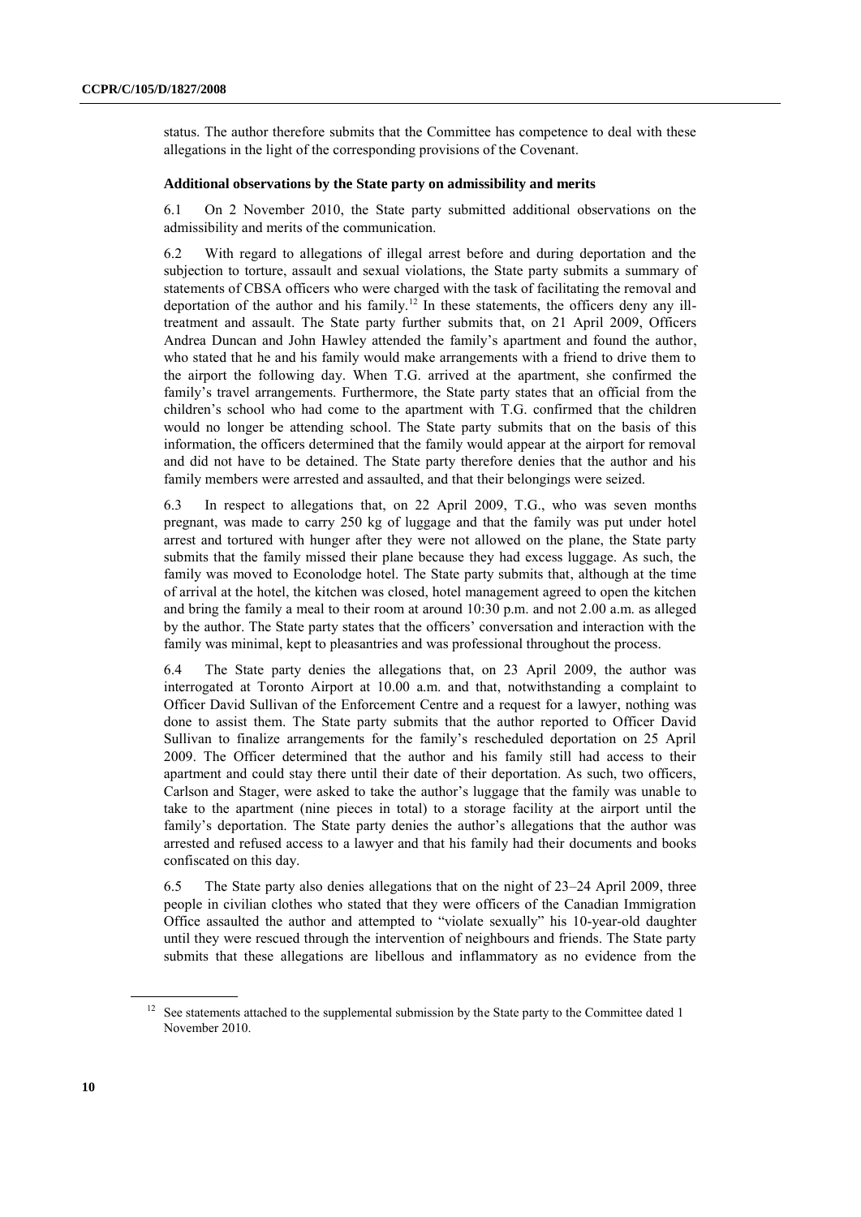status. The author therefore submits that the Committee has competence to deal with these allegations in the light of the corresponding provisions of the Covenant.

### Additional observations by the State party on admissibility and merits

6.1 On 2 November 2010, the State party submitted additional observations on the admissibility and merits of the communication.

6.2 With regard to allegations of illegal arrest before and during deportation and the subjection to torture, assault and sexual violations, the State party submits a summary of statements of CBSA officers who were charged with the task of facilitating the removal and deportation of the author and his family.[12] In these statements, the officers deny any ill-treatment and assault. The State party further submits that, on 21 April 2009, Officers Andrea Duncan and John Hawley attended the family's apartment and found the author, who stated that he and his family would make arrangements with a friend to drive them to the airport the following day. When T.G. arrived at the apartment, she confirmed the family's travel arrangements. Furthermore, the State party states that an official from the children's school who had come to the apartment with T.G. confirmed that the children would no longer be attending school. The State party submits that on the basis of this information, the officers determined that the family would appear at the airport for removal and did not have to be detained. The State party therefore denies that the author and his family members were arrested and assaulted, and that their belongings were seized.

6.3 In respect to allegations that, on 22 April 2009, T.G., who was seven months pregnant, was made to carry 250 kg of luggage and that the family was put under hotel arrest and tortured with hunger after they were not allowed on the plane, the State party submits that the family missed their plane because they had excess luggage. As such, the family was moved to Econolodge hotel. The State party submits that, although at the time of arrival at the hotel, the kitchen was closed, hotel management agreed to open the kitchen and bring the family a meal to their room at around 10:30 p.m. and not 2.00 a.m. as alleged by the author. The State party states that the officers' conversation and interaction with the family was minimal, kept to pleasantries and was professional throughout the process.

6.4 The State party denies the allegations that, on 23 April 2009, the author was interrogated at Toronto Airport at 10.00 a.m. and that, notwithstanding a complaint to Officer David Sullivan of the Enforcement Centre and a request for a lawyer, nothing was done to assist them. The State party submits that the author reported to Officer David Sullivan to finalize arrangements for the family's rescheduled deportation on 25 April 2009. The Officer determined that the author and his family still had access to their apartment and could stay there until their date of their deportation. As such, two officers, Carlson and Stager, were asked to take the author's luggage that the family was unable to take to the apartment (nine pieces in total) to a storage facility at the airport until the family's deportation. The State party denies the author's allegations that the author was arrested and refused access to a lawyer and that his family had their documents and books confiscated on this day.

6.5 The State party also denies allegations that on the night of 23–24 April 2009, three people in civilian clothes who stated that they were officers of the Canadian Immigration Office assaulted the author and attempted to "violate sexually" his 10-year-old daughter until they were rescued through the intervention of neighbours and friends. The State party submits that these allegations are libellous and inflammatory as no evidence from the

[12] See statements attached to the supplemental submission by the State party to the Committee dated 1 November 2010.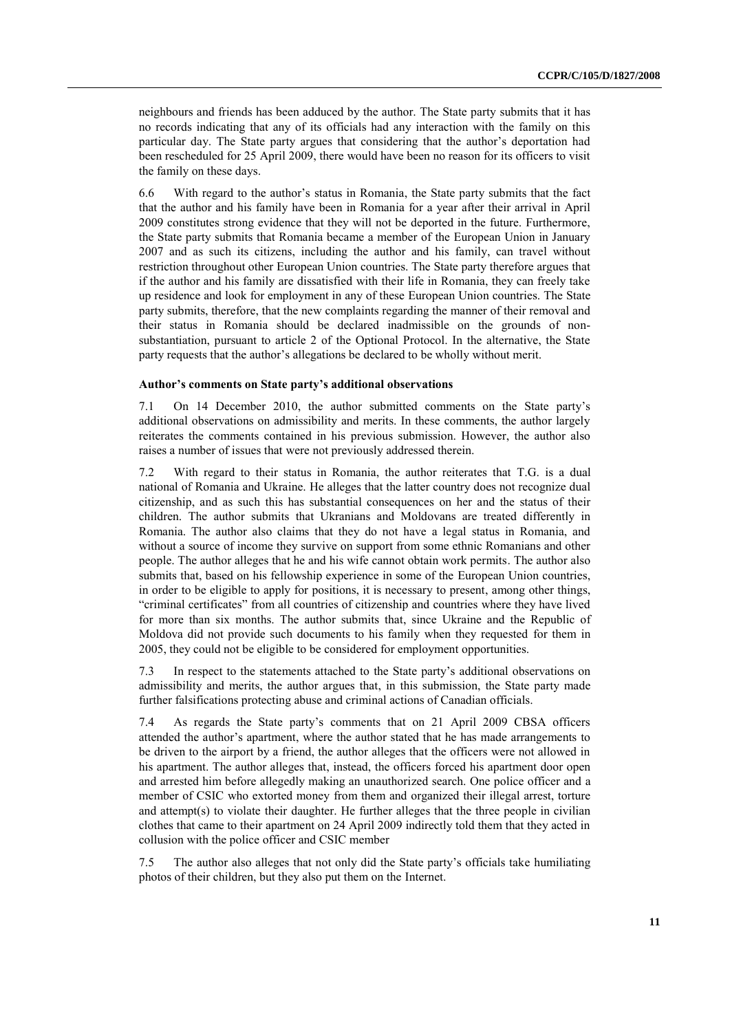neighbours and friends has been adduced by the author. The State party submits that it has no records indicating that any of its officials had any interaction with the family on this particular day. The State party argues that considering that the author's deportation had been rescheduled for 25 April 2009, there would have been no reason for its officers to visit the family on these days.

6.6 With regard to the author's status in Romania, the State party submits that the fact that the author and his family have been in Romania for a year after their arrival in April 2009 constitutes strong evidence that they will not be deported in the future. Furthermore, the State party submits that Romania became a member of the European Union in January 2007 and as such its citizens, including the author and his family, can travel without restriction throughout other European Union countries. The State party therefore argues that if the author and his family are dissatisfied with their life in Romania, they can freely take up residence and look for employment in any of these European Union countries. The State party submits, therefore, that the new complaints regarding the manner of their removal and their status in Romania should be declared inadmissible on the grounds of non-substantiation, pursuant to article 2 of the Optional Protocol. In the alternative, the State party requests that the author's allegations be declared to be wholly without merit.

### Author's comments on State party's additional observations

7.1 On 14 December 2010, the author submitted comments on the State party's additional observations on admissibility and merits. In these comments, the author largely reiterates the comments contained in his previous submission. However, the author also raises a number of issues that were not previously addressed therein.

7.2 With regard to their status in Romania, the author reiterates that T.G. is a dual national of Romania and Ukraine. He alleges that the latter country does not recognize dual citizenship, and as such this has substantial consequences on her and the status of their children. The author submits that Ukranians and Moldovans are treated differently in Romania. The author also claims that they do not have a legal status in Romania, and without a source of income they survive on support from some ethnic Romanians and other people. The author alleges that he and his wife cannot obtain work permits. The author also submits that, based on his fellowship experience in some of the European Union countries, in order to be eligible to apply for positions, it is necessary to present, among other things, "criminal certificates" from all countries of citizenship and countries where they have lived for more than six months. The author submits that, since Ukraine and the Republic of Moldova did not provide such documents to his family when they requested for them in 2005, they could not be eligible to be considered for employment opportunities.

7.3 In respect to the statements attached to the State party's additional observations on admissibility and merits, the author argues that, in this submission, the State party made further falsifications protecting abuse and criminal actions of Canadian officials.

7.4 As regards the State party's comments that on 21 April 2009 CBSA officers attended the author's apartment, where the author stated that he has made arrangements to be driven to the airport by a friend, the author alleges that the officers were not allowed in his apartment. The author alleges that, instead, the officers forced his apartment door open and arrested him before allegedly making an unauthorized search. One police officer and a member of CSIC who extorted money from them and organized their illegal arrest, torture and attempt(s) to violate their daughter. He further alleges that the three people in civilian clothes that came to their apartment on 24 April 2009 indirectly told them that they acted in collusion with the police officer and CSIC member

7.5 The author also alleges that not only did the State party's officials take humiliating photos of their children, but they also put them on the Internet.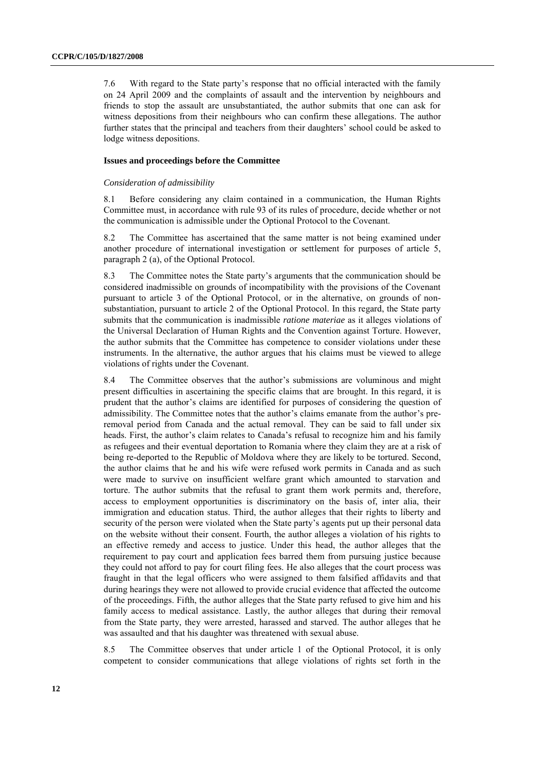7.6 With regard to the State party's response that no official interacted with the family on 24 April 2009 and the complaints of assault and the intervention by neighbours and friends to stop the assault are unsubstantiated, the author submits that one can ask for witness depositions from their neighbours who can confirm these allegations. The author further states that the principal and teachers from their daughters' school could be asked to lodge witness depositions.

### Issues and proceedings before the Committee

*Consideration of admissibility*

8.1 Before considering any claim contained in a communication, the Human Rights Committee must, in accordance with rule 93 of its rules of procedure, decide whether or not the communication is admissible under the Optional Protocol to the Covenant.

8.2 The Committee has ascertained that the same matter is not being examined under another procedure of international investigation or settlement for purposes of article 5, paragraph 2 (a), of the Optional Protocol.

8.3 The Committee notes the State party's arguments that the communication should be considered inadmissible on grounds of incompatibility with the provisions of the Covenant pursuant to article 3 of the Optional Protocol, or in the alternative, on grounds of non-substantiation, pursuant to article 2 of the Optional Protocol. In this regard, the State party submits that the communication is inadmissible *ratione materiae* as it alleges violations of the Universal Declaration of Human Rights and the Convention against Torture. However, the author submits that the Committee has competence to consider violations under these instruments. In the alternative, the author argues that his claims must be viewed to allege violations of rights under the Covenant.

8.4 The Committee observes that the author's submissions are voluminous and might present difficulties in ascertaining the specific claims that are brought. In this regard, it is prudent that the author's claims are identified for purposes of considering the question of admissibility. The Committee notes that the author's claims emanate from the author's pre-removal period from Canada and the actual removal. They can be said to fall under six heads. First, the author's claim relates to Canada's refusal to recognize him and his family as refugees and their eventual deportation to Romania where they claim they are at a risk of being re-deported to the Republic of Moldova where they are likely to be tortured. Second, the author claims that he and his wife were refused work permits in Canada and as such were made to survive on insufficient welfare grant which amounted to starvation and torture. The author submits that the refusal to grant them work permits and, therefore, access to employment opportunities is discriminatory on the basis of, inter alia, their immigration and education status. Third, the author alleges that their rights to liberty and security of the person were violated when the State party's agents put up their personal data on the website without their consent. Fourth, the author alleges a violation of his rights to an effective remedy and access to justice. Under this head, the author alleges that the requirement to pay court and application fees barred them from pursuing justice because they could not afford to pay for court filing fees. He also alleges that the court process was fraught in that the legal officers who were assigned to them falsified affidavits and that during hearings they were not allowed to provide crucial evidence that affected the outcome of the proceedings. Fifth, the author alleges that the State party refused to give him and his family access to medical assistance. Lastly, the author alleges that during their removal from the State party, they were arrested, harassed and starved. The author alleges that he was assaulted and that his daughter was threatened with sexual abuse.

8.5 The Committee observes that under article 1 of the Optional Protocol, it is only competent to consider communications that allege violations of rights set forth in the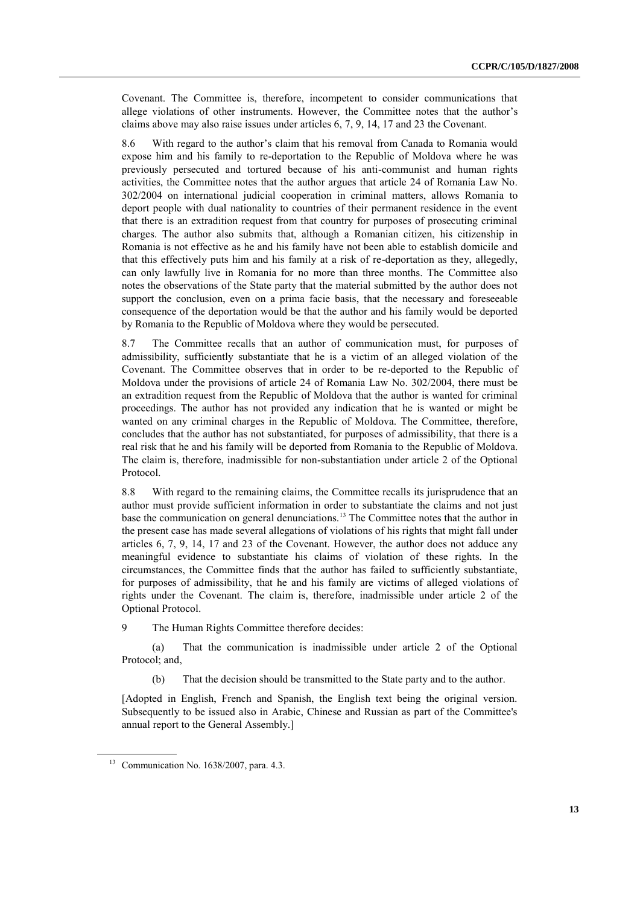Covenant. The Committee is, therefore, incompetent to consider communications that allege violations of other instruments. However, the Committee notes that the author's claims above may also raise issues under articles 6, 7, 9, 14, 17 and 23 the Covenant.

8.6 With regard to the author's claim that his removal from Canada to Romania would expose him and his family to re-deportation to the Republic of Moldova where he was previously persecuted and tortured because of his anti-communist and human rights activities, the Committee notes that the author argues that article 24 of Romania Law No. 302/2004 on international judicial cooperation in criminal matters, allows Romania to deport people with dual nationality to countries of their permanent residence in the event that there is an extradition request from that country for purposes of prosecuting criminal charges. The author also submits that, although a Romanian citizen, his citizenship in Romania is not effective as he and his family have not been able to establish domicile and that this effectively puts him and his family at a risk of re-deportation as they, allegedly, can only lawfully live in Romania for no more than three months. The Committee also notes the observations of the State party that the material submitted by the author does not support the conclusion, even on a prima facie basis, that the necessary and foreseeable consequence of the deportation would be that the author and his family would be deported by Romania to the Republic of Moldova where they would be persecuted.

8.7 The Committee recalls that an author of communication must, for purposes of admissibility, sufficiently substantiate that he is a victim of an alleged violation of the Covenant. The Committee observes that in order to be re-deported to the Republic of Moldova under the provisions of article 24 of Romania Law No. 302/2004, there must be an extradition request from the Republic of Moldova that the author is wanted for criminal proceedings. The author has not provided any indication that he is wanted or might be wanted on any criminal charges in the Republic of Moldova. The Committee, therefore, concludes that the author has not substantiated, for purposes of admissibility, that there is a real risk that he and his family will be deported from Romania to the Republic of Moldova. The claim is, therefore, inadmissible for non-substantiation under article 2 of the Optional Protocol.

8.8 With regard to the remaining claims, the Committee recalls its jurisprudence that an author must provide sufficient information in order to substantiate the claims and not just base the communication on general denunciations.[13] The Committee notes that the author in the present case has made several allegations of violations of his rights that might fall under articles 6, 7, 9, 14, 17 and 23 of the Covenant. However, the author does not adduce any meaningful evidence to substantiate his claims of violation of these rights. In the circumstances, the Committee finds that the author has failed to sufficiently substantiate, for purposes of admissibility, that he and his family are victims of alleged violations of rights under the Covenant. The claim is, therefore, inadmissible under article 2 of the Optional Protocol.

9 The Human Rights Committee therefore decides:

(a) That the communication is inadmissible under article 2 of the Optional Protocol; and,

(b) That the decision should be transmitted to the State party and to the author.

[Adopted in English, French and Spanish, the English text being the original version. Subsequently to be issued also in Arabic, Chinese and Russian as part of the Committee's annual report to the General Assembly.]

---

[13] Communication No. 1638/2007, para. 4.3.